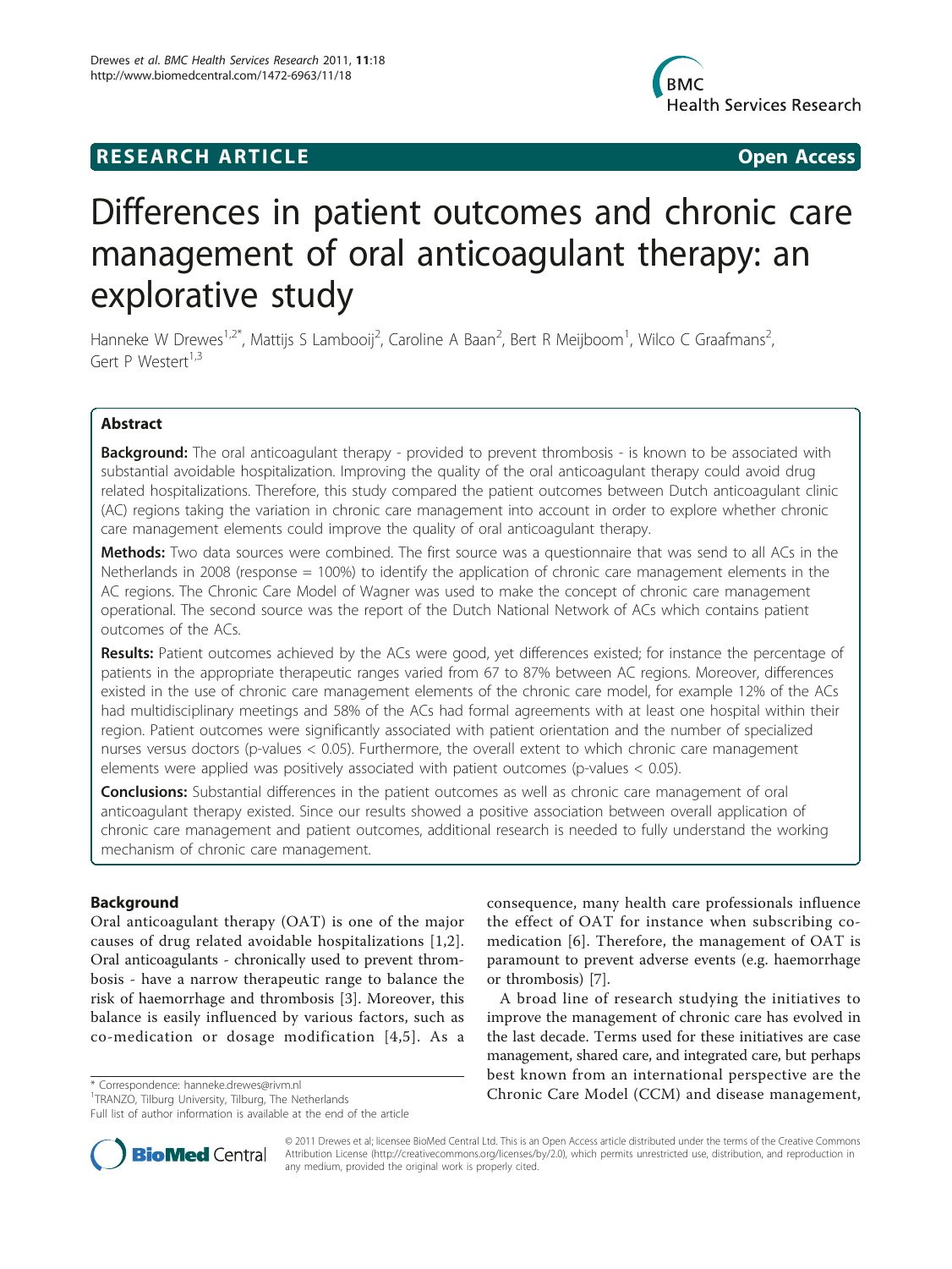# RESEARCH ARTICLE

Open Access

# Differences in patient outcomes and chronic care management of oral anticoagulant therapy: an explorative study

Hanneke W Drewes[1,2*], Mattijs S Lambooij[2], Caroline A Baan[2], Bert R Meijboom[1], Wilco C Graafmans[2], Gert P Westert[1,3]

## Abstract

**Background:** The oral anticoagulant therapy - provided to prevent thrombosis - is known to be associated with substantial avoidable hospitalization. Improving the quality of the oral anticoagulant therapy could avoid drug related hospitalizations. Therefore, this study compared the patient outcomes between Dutch anticoagulant clinic (AC) regions taking the variation in chronic care management into account in order to explore whether chronic care management elements could improve the quality of oral anticoagulant therapy.

**Methods:** Two data sources were combined. The first source was a questionnaire that was send to all ACs in the Netherlands in 2008 (response = 100%) to identify the application of chronic care management elements in the AC regions. The Chronic Care Model of Wagner was used to make the concept of chronic care management operational. The second source was the report of the Dutch National Network of ACs which contains patient outcomes of the ACs.

**Results:** Patient outcomes achieved by the ACs were good, yet differences existed; for instance the percentage of patients in the appropriate therapeutic ranges varied from 67 to 87% between AC regions. Moreover, differences existed in the use of chronic care management elements of the chronic care model, for example 12% of the ACs had multidisciplinary meetings and 58% of the ACs had formal agreements with at least one hospital within their region. Patient outcomes were significantly associated with patient orientation and the number of specialized nurses versus doctors (p-values < 0.05). Furthermore, the overall extent to which chronic care management elements were applied was positively associated with patient outcomes (p-values < 0.05).

**Conclusions:** Substantial differences in the patient outcomes as well as chronic care management of oral anticoagulant therapy existed. Since our results showed a positive association between overall application of chronic care management and patient outcomes, additional research is needed to fully understand the working mechanism of chronic care management.

## Background

Oral anticoagulant therapy (OAT) is one of the major causes of drug related avoidable hospitalizations [1,2]. Oral anticoagulants - chronically used to prevent thrombosis - have a narrow therapeutic range to balance the risk of haemorrhage and thrombosis [3]. Moreover, this balance is easily influenced by various factors, such as co-medication or dosage modification [4,5]. As a consequence, many health care professionals influence the effect of OAT for instance when subscribing co-medication [6]. Therefore, the management of OAT is paramount to prevent adverse events (e.g. haemorrhage or thrombosis) [7].

A broad line of research studying the initiatives to improve the management of chronic care has evolved in the last decade. Terms used for these initiatives are case management, shared care, and integrated care, but perhaps best known from an international perspective are the Chronic Care Model (CCM) and disease management,

\* Correspondence: hanneke.drewes@rivm.nl
[1]TRANZO, Tilburg University, Tilburg, The Netherlands
Full list of author information is available at the end of the article

© 2011 Drewes et al; licensee BioMed Central Ltd. This is an Open Access article distributed under the terms of the Creative Commons Attribution License (http://creativecommons.org/licenses/by/2.0), which permits unrestricted use, distribution, and reproduction in any medium, provided the original work is properly cited.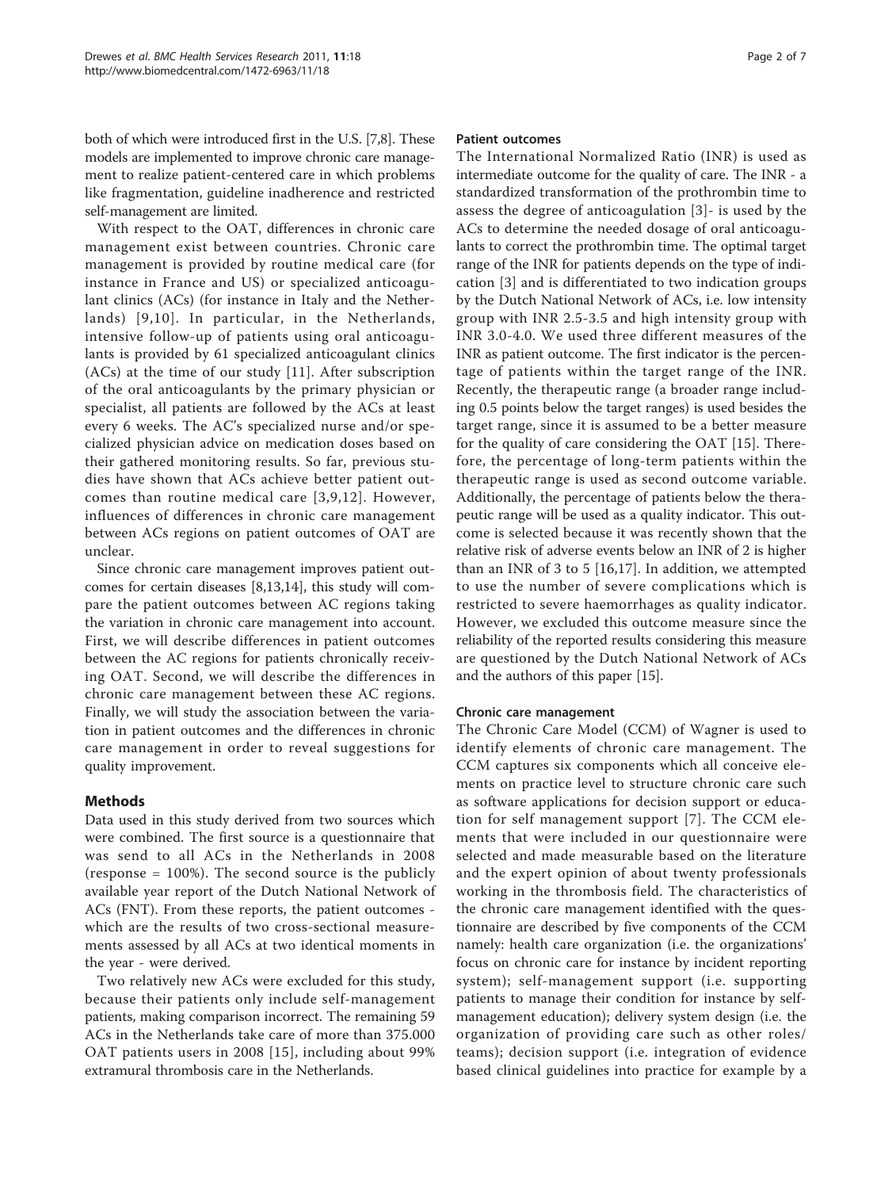both of which were introduced first in the U.S. [7,8]. These models are implemented to improve chronic care management to realize patient-centered care in which problems like fragmentation, guideline inadherence and restricted self-management are limited.

With respect to the OAT, differences in chronic care management exist between countries. Chronic care management is provided by routine medical care (for instance in France and US) or specialized anticoagulant clinics (ACs) (for instance in Italy and the Netherlands) [9,10]. In particular, in the Netherlands, intensive follow-up of patients using oral anticoagulants is provided by 61 specialized anticoagulant clinics (ACs) at the time of our study [11]. After subscription of the oral anticoagulants by the primary physician or specialist, all patients are followed by the ACs at least every 6 weeks. The AC's specialized nurse and/or specialized physician advice on medication doses based on their gathered monitoring results. So far, previous studies have shown that ACs achieve better patient outcomes than routine medical care [3,9,12]. However, influences of differences in chronic care management between ACs regions on patient outcomes of OAT are unclear.

Since chronic care management improves patient outcomes for certain diseases [8,13,14], this study will compare the patient outcomes between AC regions taking the variation in chronic care management into account. First, we will describe differences in patient outcomes between the AC regions for patients chronically receiving OAT. Second, we will describe the differences in chronic care management between these AC regions. Finally, we will study the association between the variation in patient outcomes and the differences in chronic care management in order to reveal suggestions for quality improvement.

## Methods

Data used in this study derived from two sources which were combined. The first source is a questionnaire that was send to all ACs in the Netherlands in 2008 (response = 100%). The second source is the publicly available year report of the Dutch National Network of ACs (FNT). From these reports, the patient outcomes - which are the results of two cross-sectional measurements assessed by all ACs at two identical moments in the year - were derived.

Two relatively new ACs were excluded for this study, because their patients only include self-management patients, making comparison incorrect. The remaining 59 ACs in the Netherlands take care of more than 375.000 OAT patients users in 2008 [15], including about 99% extramural thrombosis care in the Netherlands.

### Patient outcomes

The International Normalized Ratio (INR) is used as intermediate outcome for the quality of care. The INR - a standardized transformation of the prothrombin time to assess the degree of anticoagulation [3]- is used by the ACs to determine the needed dosage of oral anticoagulants to correct the prothrombin time. The optimal target range of the INR for patients depends on the type of indication [3] and is differentiated to two indication groups by the Dutch National Network of ACs, i.e. low intensity group with INR 2.5-3.5 and high intensity group with INR 3.0-4.0. We used three different measures of the INR as patient outcome. The first indicator is the percentage of patients within the target range of the INR. Recently, the therapeutic range (a broader range including 0.5 points below the target ranges) is used besides the target range, since it is assumed to be a better measure for the quality of care considering the OAT [15]. Therefore, the percentage of long-term patients within the therapeutic range is used as second outcome variable. Additionally, the percentage of patients below the therapeutic range will be used as a quality indicator. This outcome is selected because it was recently shown that the relative risk of adverse events below an INR of 2 is higher than an INR of 3 to 5 [16,17]. In addition, we attempted to use the number of severe complications which is restricted to severe haemorrhages as quality indicator. However, we excluded this outcome measure since the reliability of the reported results considering this measure are questioned by the Dutch National Network of ACs and the authors of this paper [15].

### Chronic care management

The Chronic Care Model (CCM) of Wagner is used to identify elements of chronic care management. The CCM captures six components which all conceive elements on practice level to structure chronic care such as software applications for decision support or education for self management support [7]. The CCM elements that were included in our questionnaire were selected and made measurable based on the literature and the expert opinion of about twenty professionals working in the thrombosis field. The characteristics of the chronic care management identified with the questionnaire are described by five components of the CCM namely: health care organization (i.e. the organizations' focus on chronic care for instance by incident reporting system); self-management support (i.e. supporting patients to manage their condition for instance by self-management education); delivery system design (i.e. the organization of providing care such as other roles/teams); decision support (i.e. integration of evidence based clinical guidelines into practice for example by a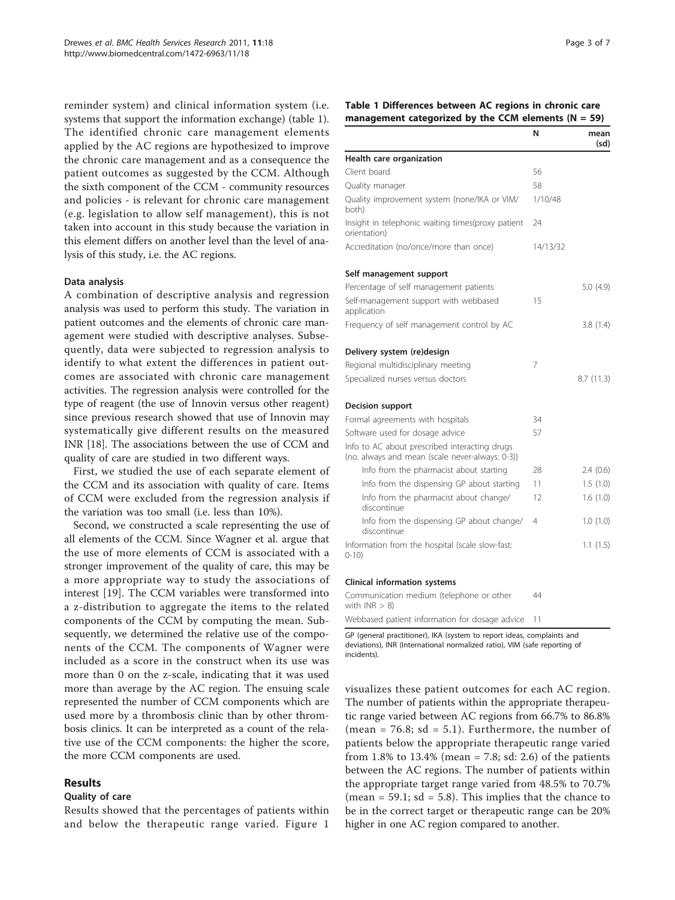reminder system) and clinical information system (i.e. systems that support the information exchange) (table 1). The identified chronic care management elements applied by the AC regions are hypothesized to improve the chronic care management and as a consequence the patient outcomes as suggested by the CCM. Although the sixth component of the CCM - community resources and policies - is relevant for chronic care management (e.g. legislation to allow self management), this is not taken into account in this study because the variation in this element differs on another level than the level of analysis of this study, i.e. the AC regions.

#### Data analysis

A combination of descriptive analysis and regression analysis was used to perform this study. The variation in patient outcomes and the elements of chronic care management were studied with descriptive analyses. Subsequently, data were subjected to regression analysis to identify to what extent the differences in patient outcomes are associated with chronic care management activities. The regression analysis were controlled for the type of reagent (the use of Innovin versus other reagent) since previous research showed that use of Innovin may systematically give different results on the measured INR [18]. The associations between the use of CCM and quality of care are studied in two different ways.

First, we studied the use of each separate element of the CCM and its association with quality of care. Items of CCM were excluded from the regression analysis if the variation was too small (i.e. less than 10%).

Second, we constructed a scale representing the use of all elements of the CCM. Since Wagner et al. argue that the use of more elements of CCM is associated with a stronger improvement of the quality of care, this may be a more appropriate way to study the associations of interest [19]. The CCM variables were transformed into a z-distribution to aggregate the items to the related components of the CCM by computing the mean. Subsequently, we determined the relative use of the components of the CCM. The components of Wagner were included as a score in the construct when its use was more than 0 on the z-scale, indicating that it was used more than average by the AC region. The ensuing scale represented the number of CCM components which are used more by a thrombosis clinic than by other thrombosis clinics. It can be interpreted as a count of the relative use of the CCM components: the higher the score, the more CCM components are used.

**Table 1 Differences between AC regions in chronic care management categorized by the CCM elements (N = 59)**

| | N | mean (sd) |
|---|---|---|
| **Health care organization** | | |
| Client board | 56 | |
| Quality manager | 58 | |
| Quality improvement system (none/IKA or VIM/both) | 1/10/48 | |
| Insight in telephonic waiting times(proxy patient orientation) | 24 | |
| Accreditation (no/once/more than once) | 14/13/32 | |
| **Self management support** | | |
| Percentage of self management patients | | 5.0 (4.9) |
| Self-management support with webbased application | 15 | |
| Frequency of self management control by AC | | 3.8 (1.4) |
| **Delivery system (re)design** | | |
| Regional multidisciplinary meeting | 7 | |
| Specialized nurses versus doctors | | 8.7 (11.3) |
| **Decision support** | | |
| Formal agreements with hospitals | 34 | |
| Software used for dosage advice | 57 | |
| Info to AC about prescribed interacting drugs (no. always and mean (scale never-always: 0-3)) | | |
| Info from the pharmacist about starting | 28 | 2.4 (0.6) |
| Info from the dispensing GP about starting | 11 | 1.5 (1.0) |
| Info from the pharmacist about change/discontinue | 12 | 1.6 (1.0) |
| Info from the dispensing GP about change/discontinue | 4 | 1.0 (1.0) |
| Information from the hospital (scale slow-fast: 0-10) | | 1.1 (1.5) |
| **Clinical information systems** | | |
| Communication medium (telephone or other with INR > 8) | 44 | |
| Webbased patient information for dosage advice | 11 | |

GP (general practitioner), IKA (system to report ideas, complaints and deviations), INR (International normalized ratio), VIM (safe reporting of incidents).

## Results

### Quality of care

Results showed that the percentages of patients within and below the therapeutic range varied. Figure 1 visualizes these patient outcomes for each AC region. The number of patients within the appropriate therapeutic range varied between AC regions from 66.7% to 86.8% (mean = 76.8; sd = 5.1). Furthermore, the number of patients below the appropriate therapeutic range varied from 1.8% to 13.4% (mean = 7.8; sd: 2.6) of the patients between the AC regions. The number of patients within the appropriate target range varied from 48.5% to 70.7% (mean = 59.1; sd = 5.8). This implies that the chance to be in the correct target or therapeutic range can be 20% higher in one AC region compared to another.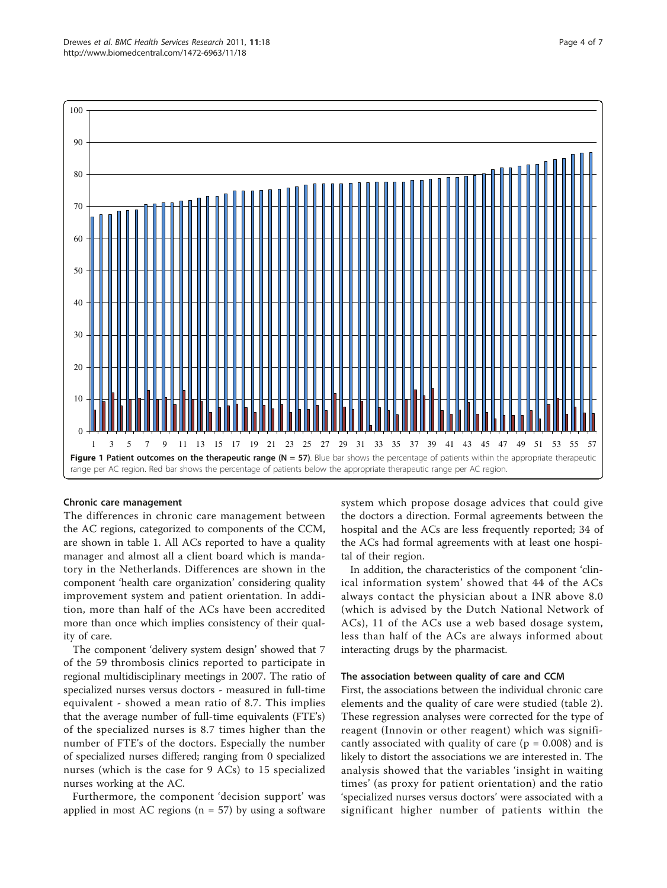**Figure 1 Patient outcomes on the therapeutic range (N = 57)**. Blue bar shows the percentage of patients within the appropriate therapeutic range per AC region. Red bar shows the percentage of patients below the appropriate therapeutic range per AC region.

### Chronic care management

The differences in chronic care management between the AC regions, categorized to components of the CCM, are shown in table 1. All ACs reported to have a quality manager and almost all a client board which is mandatory in the Netherlands. Differences are shown in the component 'health care organization' considering quality improvement system and patient orientation. In addition, more than half of the ACs have been accredited more than once which implies consistency of their quality of care.

The component 'delivery system design' showed that 7 of the 59 thrombosis clinics reported to participate in regional multidisciplinary meetings in 2007. The ratio of specialized nurses versus doctors - measured in full-time equivalent - showed a mean ratio of 8.7. This implies that the average number of full-time equivalents (FTE's) of the specialized nurses is 8.7 times higher than the number of FTE's of the doctors. Especially the number of specialized nurses differed; ranging from 0 specialized nurses (which is the case for 9 ACs) to 15 specialized nurses working at the AC.

Furthermore, the component 'decision support' was applied in most AC regions (n = 57) by using a software system which propose dosage advices that could give the doctors a direction. Formal agreements between the hospital and the ACs are less frequently reported; 34 of the ACs had formal agreements with at least one hospital of their region.

In addition, the characteristics of the component 'clinical information system' showed that 44 of the ACs always contact the physician about a INR above 8.0 (which is advised by the Dutch National Network of ACs), 11 of the ACs use a web based dosage system, less than half of the ACs are always informed about interacting drugs by the pharmacist.

### The association between quality of care and CCM

First, the associations between the individual chronic care elements and the quality of care were studied (table 2). These regression analyses were corrected for the type of reagent (Innovin or other reagent) which was significantly associated with quality of care ($p = 0.008$) and is likely to distort the associations we are interested in. The analysis showed that the variables 'insight in waiting times' (as proxy for patient orientation) and the ratio 'specialized nurses versus doctors' were associated with a significant higher number of patients within the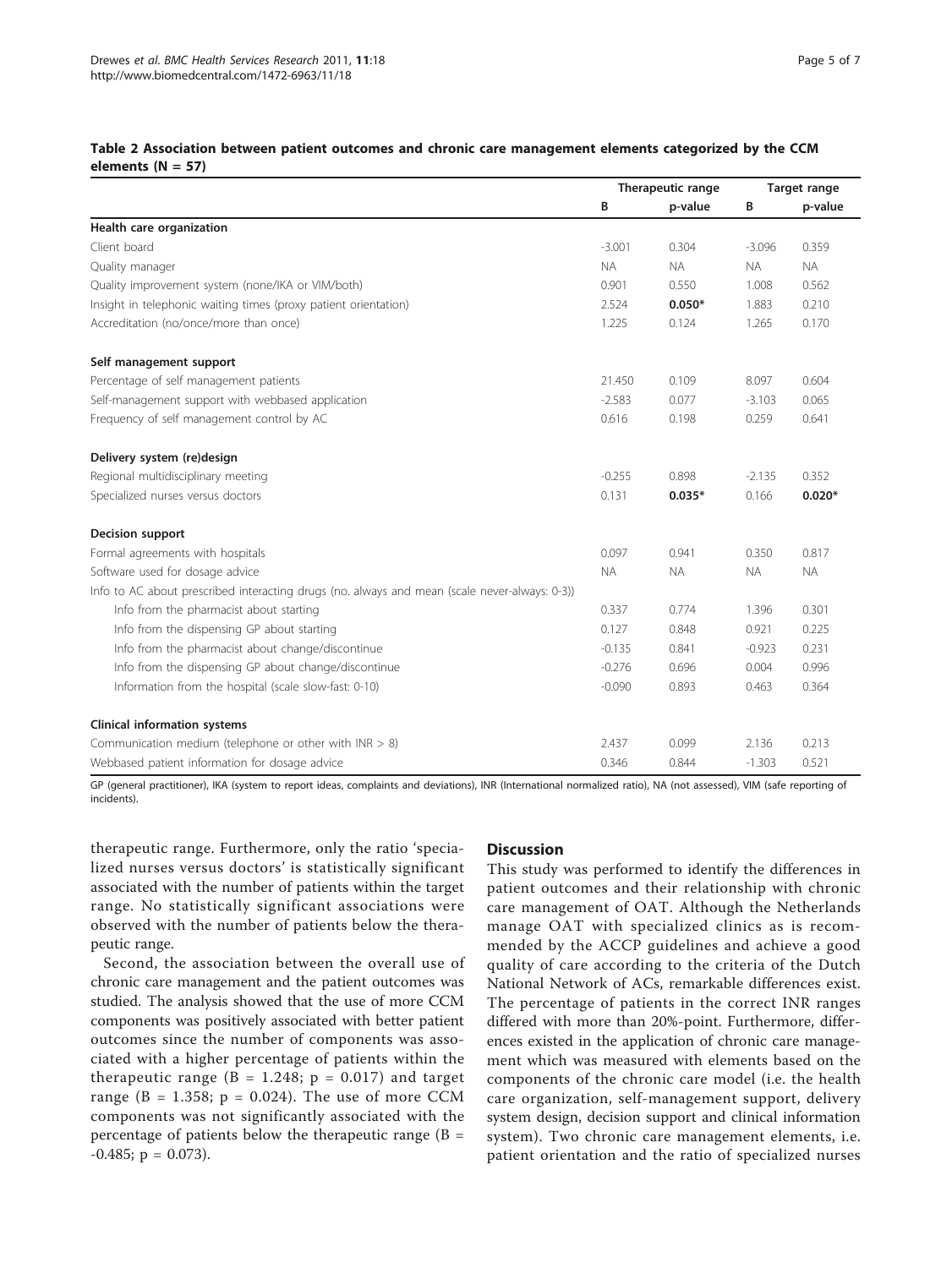**Table 2 Association between patient outcomes and chronic care management elements categorized by the CCM elements (N = 57)**

| | Therapeutic range | | Target range | |
|---|---|---|---|---|
| | B | p-value | B | p-value |
| **Health care organization** | | | | |
| Client board | -3.001 | 0.304 | -3.096 | 0.359 |
| Quality manager | NA | NA | NA | NA |
| Quality improvement system (none/IKA or VIM/both) | 0.901 | 0.550 | 1.008 | 0.562 |
| Insight in telephonic waiting times (proxy patient orientation) | 2.524 | **0.050*** | 1.883 | 0.210 |
| Accreditation (no/once/more than once) | 1.225 | 0.124 | 1.265 | 0.170 |
| **Self management support** | | | | |
| Percentage of self management patients | 21.450 | 0.109 | 8.097 | 0.604 |
| Self-management support with webbased application | -2.583 | 0.077 | -3.103 | 0.065 |
| Frequency of self management control by AC | 0.616 | 0.198 | 0.259 | 0.641 |
| **Delivery system (re)design** | | | | |
| Regional multidisciplinary meeting | -0.255 | 0.898 | -2.135 | 0.352 |
| Specialized nurses versus doctors | 0.131 | **0.035*** | 0.166 | **0.020*** |
| **Decision support** | | | | |
| Formal agreements with hospitals | 0.097 | 0.941 | 0.350 | 0.817 |
| Software used for dosage advice | NA | NA | NA | NA |
| Info to AC about prescribed interacting drugs (no. always and mean (scale never-always: 0-3)) | | | | |
| Info from the pharmacist about starting | 0.337 | 0.774 | 1.396 | 0.301 |
| Info from the dispensing GP about starting | 0.127 | 0.848 | 0.921 | 0.225 |
| Info from the pharmacist about change/discontinue | -0.135 | 0.841 | -0.923 | 0.231 |
| Info from the dispensing GP about change/discontinue | -0.276 | 0.696 | 0.004 | 0.996 |
| Information from the hospital (scale slow-fast: 0-10) | -0.090 | 0.893 | 0.463 | 0.364 |
| **Clinical information systems** | | | | |
| Communication medium (telephone or other with INR > 8) | 2.437 | 0.099 | 2.136 | 0.213 |
| Webbased patient information for dosage advice | 0.346 | 0.844 | -1.303 | 0.521 |

GP (general practitioner), IKA (system to report ideas, complaints and deviations), INR (International normalized ratio), NA (not assessed), VIM (safe reporting of incidents).

therapeutic range. Furthermore, only the ratio 'specialized nurses versus doctors' is statistically significant associated with the number of patients within the target range. No statistically significant associations were observed with the number of patients below the therapeutic range.

Second, the association between the overall use of chronic care management and the patient outcomes was studied. The analysis showed that the use of more CCM components was positively associated with better patient outcomes since the number of components was associated with a higher percentage of patients within the therapeutic range ($B = 1.248$; $p = 0.017$) and target range ($B = 1.358$; $p = 0.024$). The use of more CCM components was not significantly associated with the percentage of patients below the therapeutic range ($B = -0.485$; $p = 0.073$).

## Discussion

This study was performed to identify the differences in patient outcomes and their relationship with chronic care management of OAT. Although the Netherlands manage OAT with specialized clinics as is recommended by the ACCP guidelines and achieve a good quality of care according to the criteria of the Dutch National Network of ACs, remarkable differences exist. The percentage of patients in the correct INR ranges differed with more than 20%-point. Furthermore, differences existed in the application of chronic care management which was measured with elements based on the components of the chronic care model (i.e. the health care organization, self-management support, delivery system design, decision support and clinical information system). Two chronic care management elements, i.e. patient orientation and the ratio of specialized nurses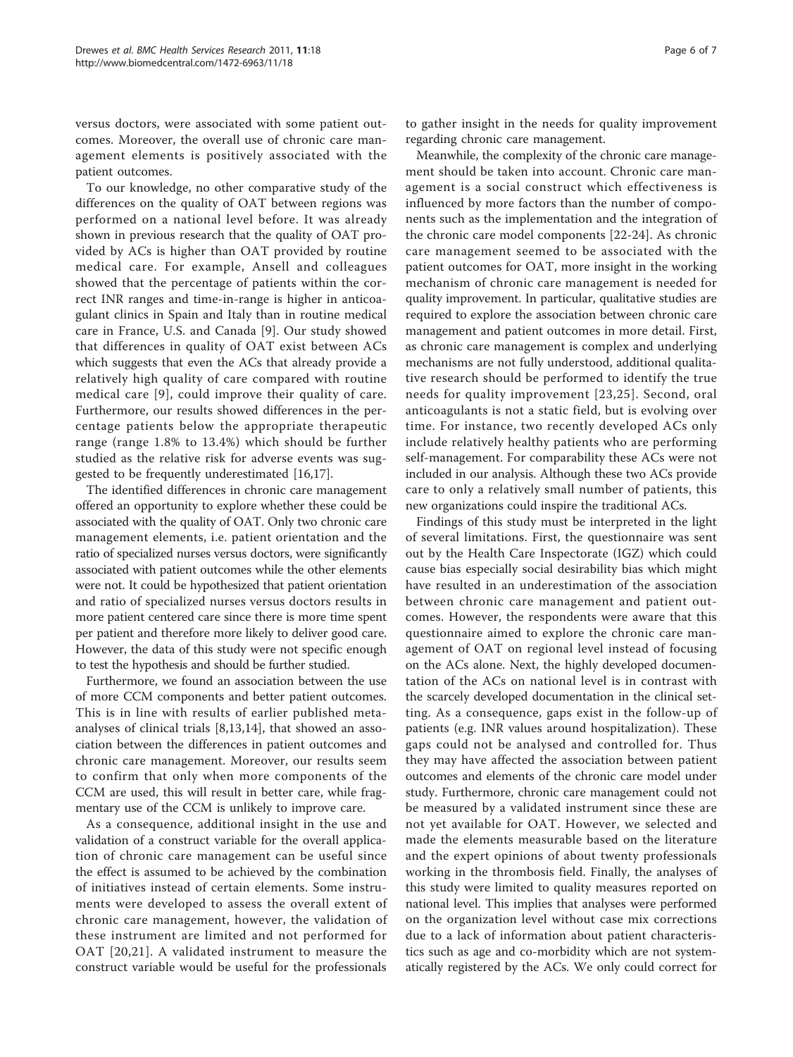versus doctors, were associated with some patient outcomes. Moreover, the overall use of chronic care management elements is positively associated with the patient outcomes.

To our knowledge, no other comparative study of the differences on the quality of OAT between regions was performed on a national level before. It was already shown in previous research that the quality of OAT provided by ACs is higher than OAT provided by routine medical care. For example, Ansell and colleagues showed that the percentage of patients within the correct INR ranges and time-in-range is higher in anticoagulant clinics in Spain and Italy than in routine medical care in France, U.S. and Canada [9]. Our study showed that differences in quality of OAT exist between ACs which suggests that even the ACs that already provide a relatively high quality of care compared with routine medical care [9], could improve their quality of care. Furthermore, our results showed differences in the percentage patients below the appropriate therapeutic range (range 1.8% to 13.4%) which should be further studied as the relative risk for adverse events was suggested to be frequently underestimated [16,17].

The identified differences in chronic care management offered an opportunity to explore whether these could be associated with the quality of OAT. Only two chronic care management elements, i.e. patient orientation and the ratio of specialized nurses versus doctors, were significantly associated with patient outcomes while the other elements were not. It could be hypothesized that patient orientation and ratio of specialized nurses versus doctors results in more patient centered care since there is more time spent per patient and therefore more likely to deliver good care. However, the data of this study were not specific enough to test the hypothesis and should be further studied.

Furthermore, we found an association between the use of more CCM components and better patient outcomes. This is in line with results of earlier published meta-analyses of clinical trials [8,13,14], that showed an association between the differences in patient outcomes and chronic care management. Moreover, our results seem to confirm that only when more components of the CCM are used, this will result in better care, while fragmentary use of the CCM is unlikely to improve care.

As a consequence, additional insight in the use and validation of a construct variable for the overall application of chronic care management can be useful since the effect is assumed to be achieved by the combination of initiatives instead of certain elements. Some instruments were developed to assess the overall extent of chronic care management, however, the validation of these instrument are limited and not performed for OAT [20,21]. A validated instrument to measure the construct variable would be useful for the professionals to gather insight in the needs for quality improvement regarding chronic care management.

Meanwhile, the complexity of the chronic care management should be taken into account. Chronic care management is a social construct which effectiveness is influenced by more factors than the number of components such as the implementation and the integration of the chronic care model components [22-24]. As chronic care management seemed to be associated with the patient outcomes for OAT, more insight in the working mechanism of chronic care management is needed for quality improvement. In particular, qualitative studies are required to explore the association between chronic care management and patient outcomes in more detail. First, as chronic care management is complex and underlying mechanisms are not fully understood, additional qualitative research should be performed to identify the true needs for quality improvement [23,25]. Second, oral anticoagulants is not a static field, but is evolving over time. For instance, two recently developed ACs only include relatively healthy patients who are performing self-management. For comparability these ACs were not included in our analysis. Although these two ACs provide care to only a relatively small number of patients, this new organizations could inspire the traditional ACs.

Findings of this study must be interpreted in the light of several limitations. First, the questionnaire was sent out by the Health Care Inspectorate (IGZ) which could cause bias especially social desirability bias which might have resulted in an underestimation of the association between chronic care management and patient outcomes. However, the respondents were aware that this questionnaire aimed to explore the chronic care management of OAT on regional level instead of focusing on the ACs alone. Next, the highly developed documentation of the ACs on national level is in contrast with the scarcely developed documentation in the clinical setting. As a consequence, gaps exist in the follow-up of patients (e.g. INR values around hospitalization). These gaps could not be analysed and controlled for. Thus they may have affected the association between patient outcomes and elements of the chronic care model under study. Furthermore, chronic care management could not be measured by a validated instrument since these are not yet available for OAT. However, we selected and made the elements measurable based on the literature and the expert opinions of about twenty professionals working in the thrombosis field. Finally, the analyses of this study were limited to quality measures reported on national level. This implies that analyses were performed on the organization level without case mix corrections due to a lack of information about patient characteristics such as age and co-morbidity which are not systematically registered by the ACs. We only could correct for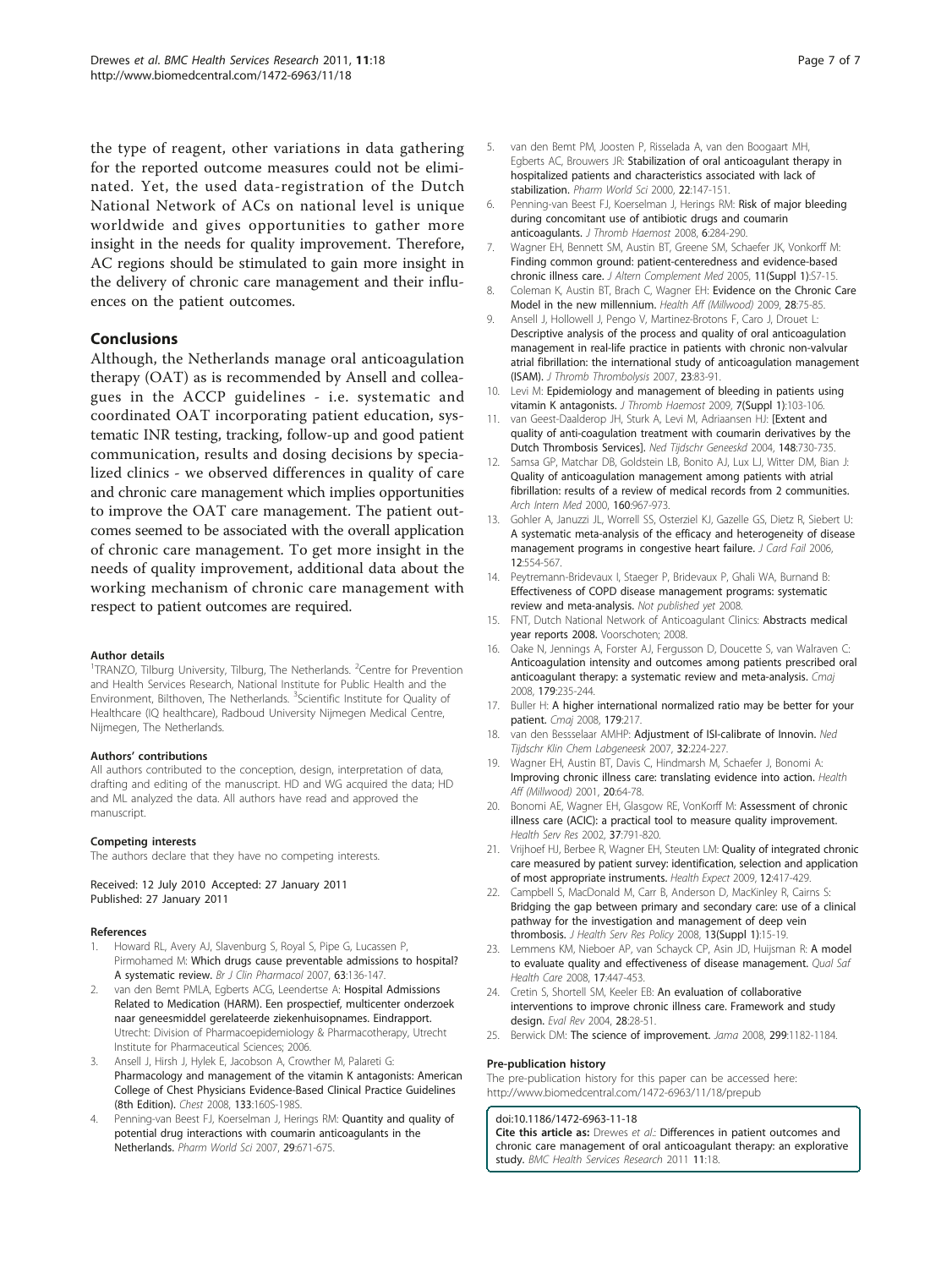the type of reagent, other variations in data gathering for the reported outcome measures could not be eliminated. Yet, the used data-registration of the Dutch National Network of ACs on national level is unique worldwide and gives opportunities to gather more insight in the needs for quality improvement. Therefore, AC regions should be stimulated to gain more insight in the delivery of chronic care management and their influences on the patient outcomes.

## Conclusions

Although, the Netherlands manage oral anticoagulation therapy (OAT) as is recommended by Ansell and colleagues in the ACCP guidelines - i.e. systematic and coordinated OAT incorporating patient education, systematic INR testing, tracking, follow-up and good patient communication, results and dosing decisions by specialized clinics - we observed differences in quality of care and chronic care management which implies opportunities to improve the OAT care management. The patient outcomes seemed to be associated with the overall application of chronic care management. To get more insight in the needs of quality improvement, additional data about the working mechanism of chronic care management with respect to patient outcomes are required.

#### Author details

[1]TRANZO, Tilburg University, Tilburg, The Netherlands. [2]Centre for Prevention and Health Services Research, National Institute for Public Health and the Environment, Bilthoven, The Netherlands. [3]Scientific Institute for Quality of Healthcare (IQ healthcare), Radboud University Nijmegen Medical Centre, Nijmegen, The Netherlands.

#### Authors' contributions

All authors contributed to the conception, design, interpretation of data, drafting and editing of the manuscript. HD and WG acquired the data; HD and ML analyzed the data. All authors have read and approved the manuscript.

#### Competing interests

The authors declare that they have no competing interests.

Received: 12 July 2010 Accepted: 27 January 2011
Published: 27 January 2011

#### References

1. Howard RL, Avery AJ, Slavenburg S, Royal S, Pipe G, Lucassen P, Pirmohamed M: **Which drugs cause preventable admissions to hospital? A systematic review.** *Br J Clin Pharmacol* 2007, **63**:136-147.
2. van den Bemt PMLA, Egberts ACG, Leendertse A: **Hospital Admissions Related to Medication (HARM). Een prospectief, multicenter onderzoek naar geneesmiddel gerelateerde ziekenhuisopnames. Eindrapport.** Utrecht: Division of Pharmacoepidemiology & Pharmacotherapy, Utrecht Institute for Pharmaceutical Sciences; 2006.
3. Ansell J, Hirsh J, Hylek E, Jacobson A, Crowther M, Palareti G: **Pharmacology and management of the vitamin K antagonists: American College of Chest Physicians Evidence-Based Clinical Practice Guidelines (8th Edition).** *Chest* 2008, **133**:160S-198S.
4. Penning-van Beest FJ, Koerselman J, Herings RM: **Quantity and quality of potential drug interactions with coumarin anticoagulants in the Netherlands.** *Pharm World Sci* 2007, **29**:671-675.
5. van den Bemt PM, Joosten P, Risselada A, van den Boogaart MH, Egberts AC, Brouwers JR: **Stabilization of oral anticoagulant therapy in hospitalized patients and characteristics associated with lack of stabilization.** *Pharm World Sci* 2000, **22**:147-151.
6. Penning-van Beest FJ, Koerselman J, Herings RM: **Risk of major bleeding during concomitant use of antibiotic drugs and coumarin anticoagulants.** *J Thromb Haemost* 2008, **6**:284-290.
7. Wagner EH, Bennett SM, Austin BT, Greene SM, Schaefer JK, Vonkorff M: **Finding common ground: patient-centeredness and evidence-based chronic illness care.** *J Altern Complement Med* 2005, **11(Suppl 1)**:S7-15.
8. Coleman K, Austin BT, Brach C, Wagner EH: **Evidence on the Chronic Care Model in the new millennium.** *Health Aff (Millwood)* 2009, **28**:75-85.
9. Ansell J, Hollowell J, Pengo V, Martinez-Brotons F, Caro J, Drouet L: **Descriptive analysis of the process and quality of oral anticoagulation management in real-life practice in patients with chronic non-valvular atrial fibrillation: the international study of anticoagulation management (ISAM).** *J Thromb Thrombolysis* 2007, **23**:83-91.
10. Levi M: **Epidemiology and management of bleeding in patients using vitamin K antagonists.** *J Thromb Haemost* 2009, **7(Suppl 1)**:103-106.
11. van Geest-Daalderop JH, Sturk A, Levi M, Adriaansen HJ: **[Extent and quality of anti-coagulation treatment with coumarin derivatives by the Dutch Thrombosis Services].** *Ned Tijdschr Geneeskd* 2004, **148**:730-735.
12. Samsa GP, Matchar DB, Goldstein LB, Bonito AJ, Lux LJ, Witter DM, Bian J: **Quality of anticoagulation management among patients with atrial fibrillation: results of a review of medical records from 2 communities.** *Arch Intern Med* 2000, **160**:967-973.
13. Gohler A, Januzzi JL, Worrell SS, Osterziel KJ, Gazelle GS, Dietz R, Siebert U: **A systematic meta-analysis of the efficacy and heterogeneity of disease management programs in congestive heart failure.** *J Card Fail* 2006, **12**:554-567.
14. Peytremann-Bridevaux I, Staeger P, Bridevaux P, Ghali WA, Burnand B: **Effectiveness of COPD disease management programs: systematic review and meta-analysis.** *Not published yet* 2008.
15. FNT, Dutch National Network of Anticoagulant Clinics: **Abstracts medical year reports 2008.** Voorschoten; 2008.
16. Oake N, Jennings A, Forster AJ, Fergusson D, Doucette S, van Walraven C: **Anticoagulation intensity and outcomes among patients prescribed oral anticoagulant therapy: a systematic review and meta-analysis.** *Cmaj* 2008, **179**:235-244.
17. Buller H: **A higher international normalized ratio may be better for your patient.** *Cmaj* 2008, **179**:217.
18. van den Bessselaar AMHP: **Adjustment of ISI-calibrate of Innovin.** *Ned Tijdschr Klin Chem Labgeneesk* 2007, **32**:224-227.
19. Wagner EH, Austin BT, Davis C, Hindmarsh M, Schaefer J, Bonomi A: **Improving chronic illness care: translating evidence into action.** *Health Aff (Millwood)* 2001, **20**:64-78.
20. Bonomi AE, Wagner EH, Glasgow RE, VonKorff M: **Assessment of chronic illness care (ACIC): a practical tool to measure quality improvement.** *Health Serv Res* 2002, **37**:791-820.
21. Vrijhoef HJ, Berbee R, Wagner EH, Steuten LM: **Quality of integrated chronic care measured by patient survey: identification, selection and application of most appropriate instruments.** *Health Expect* 2009, **12**:417-429.
22. Campbell S, MacDonald M, Carr B, Anderson D, MacKinley R, Cairns S: **Bridging the gap between primary and secondary care: use of a clinical pathway for the investigation and management of deep vein thrombosis.** *J Health Serv Res Policy* 2008, **13(Suppl 1)**:15-19.
23. Lemmens KM, Nieboer AP, van Schayck CP, Asin JD, Huijsman R: **A model to evaluate quality and effectiveness of disease management.** *Qual Saf Health Care* 2008, **17**:447-453.
24. Cretin S, Shortell SM, Keeler EB: **An evaluation of collaborative interventions to improve chronic illness care. Framework and study design.** *Eval Rev* 2004, **28**:28-51.
25. Berwick DM: **The science of improvement.** *Jama* 2008, **299**:1182-1184.

#### Pre-publication history

The pre-publication history for this paper can be accessed here:
http://www.biomedcentral.com/1472-6963/11/18/prepub

doi:10.1186/1472-6963-11-18

**Cite this article as:** Drewes *et al.*: Differences in patient outcomes and chronic care management of oral anticoagulant therapy: an explorative study. *BMC Health Services Research* 2011 **11**:18.